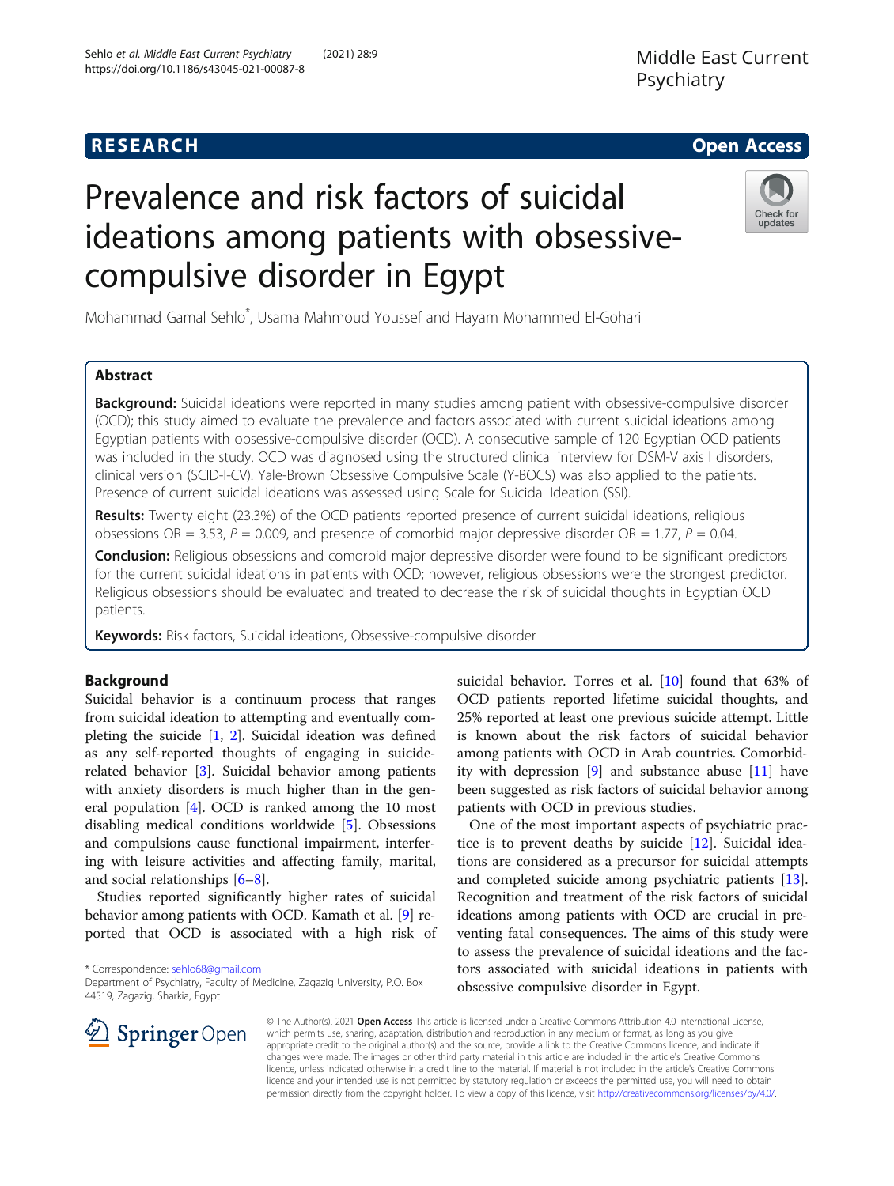RESEARCH

Open Access

# Prevalence and risk factors of suicidal ideations among patients with obsessive-compulsive disorder in Egypt

Mohammad Gamal Sehlo*, Usama Mahmoud Youssef and Hayam Mohammed El-Gohari

## Abstract

**Background:** Suicidal ideations were reported in many studies among patient with obsessive-compulsive disorder (OCD); this study aimed to evaluate the prevalence and factors associated with current suicidal ideations among Egyptian patients with obsessive-compulsive disorder (OCD). A consecutive sample of 120 Egyptian OCD patients was included in the study. OCD was diagnosed using the structured clinical interview for DSM-V axis I disorders, clinical version (SCID-I-CV). Yale-Brown Obsessive Compulsive Scale (Y-BOCS) was also applied to the patients. Presence of current suicidal ideations was assessed using Scale for Suicidal Ideation (SSI).

**Results:** Twenty eight (23.3%) of the OCD patients reported presence of current suicidal ideations, religious obsessions OR = 3.53, $P = 0.009$, and presence of comorbid major depressive disorder OR = 1.77, $P = 0.04$.

**Conclusion:** Religious obsessions and comorbid major depressive disorder were found to be significant predictors for the current suicidal ideations in patients with OCD; however, religious obsessions were the strongest predictor. Religious obsessions should be evaluated and treated to decrease the risk of suicidal thoughts in Egyptian OCD patients.

**Keywords:** Risk factors, Suicidal ideations, Obsessive-compulsive disorder

## Background

Suicidal behavior is a continuum process that ranges from suicidal ideation to attempting and eventually completing the suicide [1, 2]. Suicidal ideation was defined as any self-reported thoughts of engaging in suicide-related behavior [3]. Suicidal behavior among patients with anxiety disorders is much higher than in the general population [4]. OCD is ranked among the 10 most disabling medical conditions worldwide [5]. Obsessions and compulsions cause functional impairment, interfering with leisure activities and affecting family, marital, and social relationships [6–8].

Studies reported significantly higher rates of suicidal behavior among patients with OCD. Kamath et al. [9] reported that OCD is associated with a high risk of suicidal behavior. Torres et al. [10] found that 63% of OCD patients reported lifetime suicidal thoughts, and 25% reported at least one previous suicide attempt. Little is known about the risk factors of suicidal behavior among patients with OCD in Arab countries. Comorbidity with depression [9] and substance abuse [11] have been suggested as risk factors of suicidal behavior among patients with OCD in previous studies.

One of the most important aspects of psychiatric practice is to prevent deaths by suicide [12]. Suicidal ideations are considered as a precursor for suicidal attempts and completed suicide among psychiatric patients [13]. Recognition and treatment of the risk factors of suicidal ideations among patients with OCD are crucial in preventing fatal consequences. The aims of this study were to assess the prevalence of suicidal ideations and the factors associated with suicidal ideations in patients with obsessive compulsive disorder in Egypt.

* Correspondence: sehlo68@gmail.com
Department of Psychiatry, Faculty of Medicine, Zagazig University, P.O. Box 44519, Zagazig, Sharkia, Egypt

© The Author(s). 2021 **Open Access** This article is licensed under a Creative Commons Attribution 4.0 International License, which permits use, sharing, adaptation, distribution and reproduction in any medium or format, as long as you give appropriate credit to the original author(s) and the source, provide a link to the Creative Commons licence, and indicate if changes were made. The images or other third party material in this article are included in the article's Creative Commons licence, unless indicated otherwise in a credit line to the material. If material is not included in the article's Creative Commons licence and your intended use is not permitted by statutory regulation or exceeds the permitted use, you will need to obtain permission directly from the copyright holder. To view a copy of this licence, visit http://creativecommons.org/licenses/by/4.0/.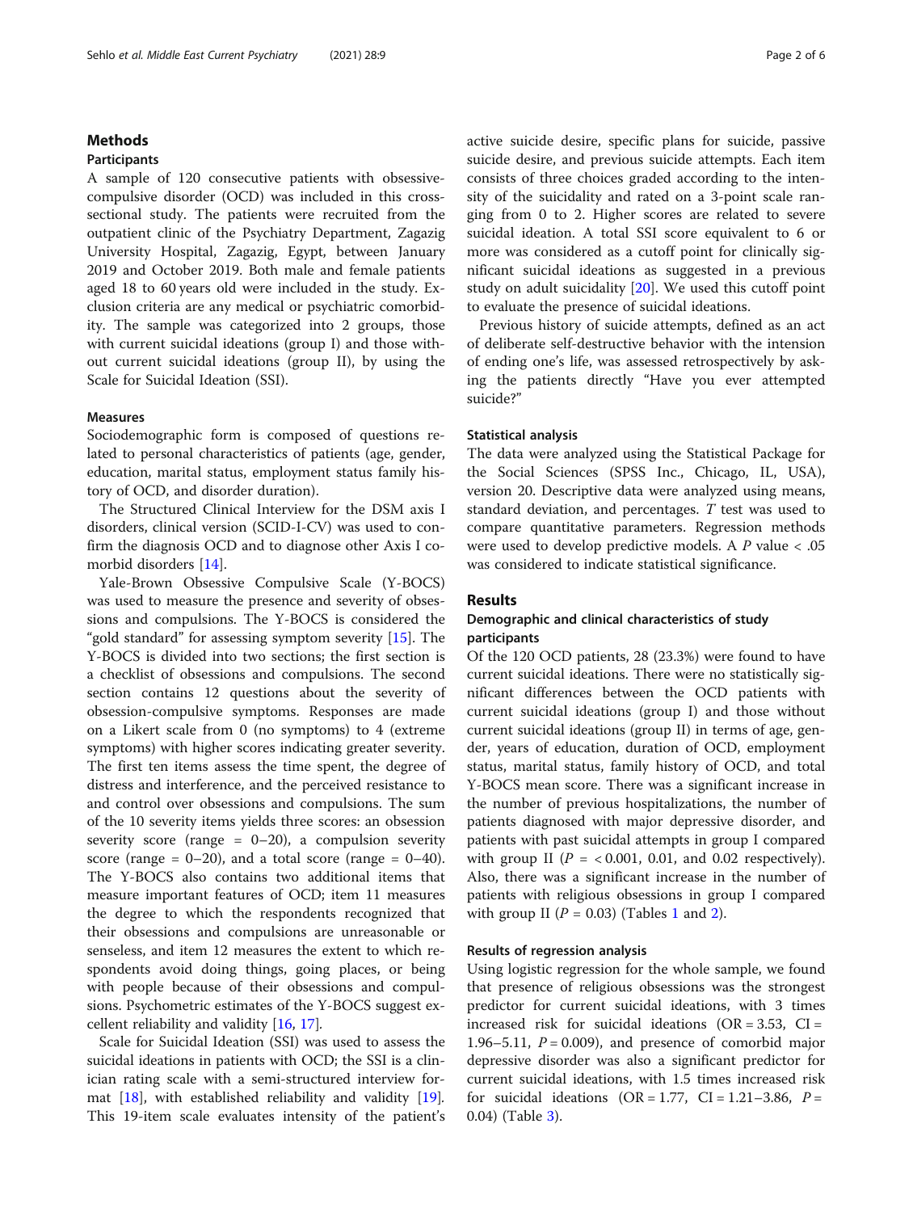## Methods

### Participants

A sample of 120 consecutive patients with obsessive-compulsive disorder (OCD) was included in this cross-sectional study. The patients were recruited from the outpatient clinic of the Psychiatry Department, Zagazig University Hospital, Zagazig, Egypt, between January 2019 and October 2019. Both male and female patients aged 18 to 60 years old were included in the study. Exclusion criteria are any medical or psychiatric comorbidity. The sample was categorized into 2 groups, those with current suicidal ideations (group I) and those without current suicidal ideations (group II), by using the Scale for Suicidal Ideation (SSI).

### Measures

Sociodemographic form is composed of questions related to personal characteristics of patients (age, gender, education, marital status, employment status family history of OCD, and disorder duration).

The Structured Clinical Interview for the DSM axis I disorders, clinical version (SCID-I-CV) was used to confirm the diagnosis OCD and to diagnose other Axis I comorbid disorders [14].

Yale-Brown Obsessive Compulsive Scale (Y-BOCS) was used to measure the presence and severity of obsessions and compulsions. The Y-BOCS is considered the "gold standard" for assessing symptom severity [15]. The Y-BOCS is divided into two sections; the first section is a checklist of obsessions and compulsions. The second section contains 12 questions about the severity of obsession-compulsive symptoms. Responses are made on a Likert scale from 0 (no symptoms) to 4 (extreme symptoms) with higher scores indicating greater severity. The first ten items assess the time spent, the degree of distress and interference, and the perceived resistance to and control over obsessions and compulsions. The sum of the 10 severity items yields three scores: an obsession severity score (range = 0–20), a compulsion severity score (range = 0–20), and a total score (range = 0–40). The Y-BOCS also contains two additional items that measure important features of OCD; item 11 measures the degree to which the respondents recognized that their obsessions and compulsions are unreasonable or senseless, and item 12 measures the extent to which respondents avoid doing things, going places, or being with people because of their obsessions and compulsions. Psychometric estimates of the Y-BOCS suggest excellent reliability and validity [16, 17].

Scale for Suicidal Ideation (SSI) was used to assess the suicidal ideations in patients with OCD; the SSI is a clinician rating scale with a semi-structured interview format [18], with established reliability and validity [19]. This 19-item scale evaluates intensity of the patient's active suicide desire, specific plans for suicide, passive suicide desire, and previous suicide attempts. Each item consists of three choices graded according to the intensity of the suicidality and rated on a 3-point scale ranging from 0 to 2. Higher scores are related to severe suicidal ideation. A total SSI score equivalent to 6 or more was considered as a cutoff point for clinically significant suicidal ideations as suggested in a previous study on adult suicidality [20]. We used this cutoff point to evaluate the presence of suicidal ideations.

Previous history of suicide attempts, defined as an act of deliberate self-destructive behavior with the intension of ending one's life, was assessed retrospectively by asking the patients directly "Have you ever attempted suicide?"

### Statistical analysis

The data were analyzed using the Statistical Package for the Social Sciences (SPSS Inc., Chicago, IL, USA), version 20. Descriptive data were analyzed using means, standard deviation, and percentages. *T* test was used to compare quantitative parameters. Regression methods were used to develop predictive models. A $P$ value $< .05$ was considered to indicate statistical significance.

## Results

### Demographic and clinical characteristics of study participants

Of the 120 OCD patients, 28 (23.3%) were found to have current suicidal ideations. There were no statistically significant differences between the OCD patients with current suicidal ideations (group I) and those without current suicidal ideations (group II) in terms of age, gender, years of education, duration of OCD, employment status, marital status, family history of OCD, and total Y-BOCS mean score. There was a significant increase in the number of previous hospitalizations, the number of patients diagnosed with major depressive disorder, and patients with past suicidal attempts in group I compared with group II ($P$ = < 0.001, 0.01, and 0.02 respectively). Also, there was a significant increase in the number of patients with religious obsessions in group I compared with group II ($P$ = 0.03) (Tables 1 and 2).

### Results of regression analysis

Using logistic regression for the whole sample, we found that presence of religious obsessions was the strongest predictor for current suicidal ideations, with 3 times increased risk for suicidal ideations (OR = 3.53, CI = 1.96–5.11, $P$ = 0.009), and presence of comorbid major depressive disorder was also a significant predictor for current suicidal ideations, with 1.5 times increased risk for suicidal ideations (OR = 1.77, CI = 1.21–3.86, $P$ = 0.04) (Table 3).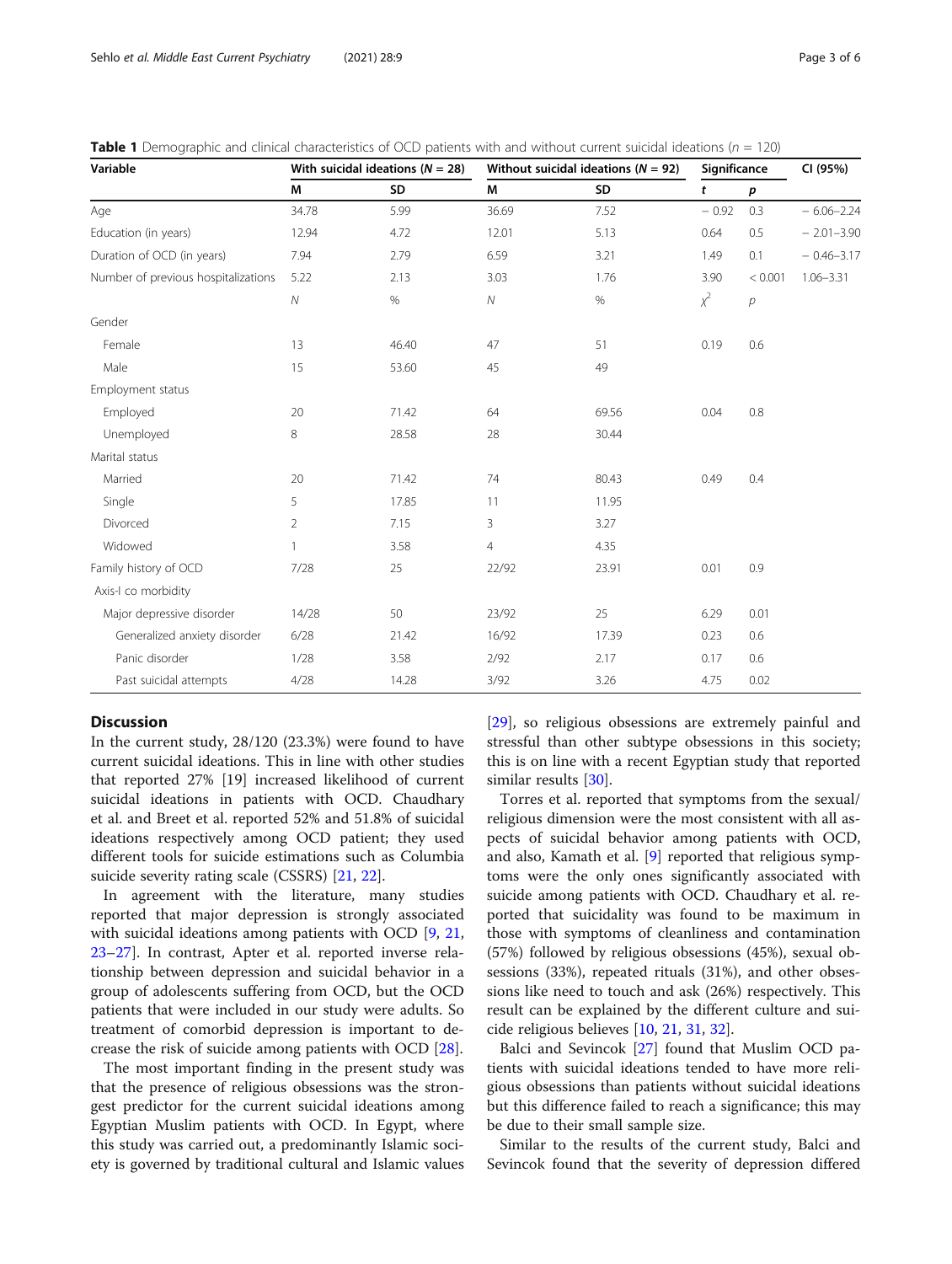**Table 1** Demographic and clinical characteristics of OCD patients with and without current suicidal ideations ($n$ = 120)

| Variable | With suicidal ideations ($N$ = 28) | | Without suicidal ideations ($N$ = 92) | | Significance | | CI (95%) |
|---|---|---|---|---|---|---|---|
| | M | SD | M | SD | $t$ | $p$ | |
| Age | 34.78 | 5.99 | 36.69 | 7.52 | − 0.92 | 0.3 | − 6.06–2.24 |
| Education (in years) | 12.94 | 4.72 | 12.01 | 5.13 | 0.64 | 0.5 | − 2.01–3.90 |
| Duration of OCD (in years) | 7.94 | 2.79 | 6.59 | 3.21 | 1.49 | 0.1 | − 0.46–3.17 |
| Number of previous hospitalizations | 5.22 | 2.13 | 3.03 | 1.76 | 3.90 | < 0.001 | 1.06–3.31 |
| | $N$ | % | $N$ | % | $\chi^2$ | $p$ | |
| Gender | | | | | | | |
| Female | 13 | 46.40 | 47 | 51 | 0.19 | 0.6 | |
| Male | 15 | 53.60 | 45 | 49 | | | |
| Employment status | | | | | | | |
| Employed | 20 | 71.42 | 64 | 69.56 | 0.04 | 0.8 | |
| Unemployed | 8 | 28.58 | 28 | 30.44 | | | |
| Marital status | | | | | | | |
| Married | 20 | 71.42 | 74 | 80.43 | 0.49 | 0.4 | |
| Single | 5 | 17.85 | 11 | 11.95 | | | |
| Divorced | 2 | 7.15 | 3 | 3.27 | | | |
| Widowed | 1 | 3.58 | 4 | 4.35 | | | |
| Family history of OCD | 7/28 | 25 | 22/92 | 23.91 | 0.01 | 0.9 | |
| Axis-I co morbidity | | | | | | | |
| Major depressive disorder | 14/28 | 50 | 23/92 | 25 | 6.29 | 0.01 | |
| Generalized anxiety disorder | 6/28 | 21.42 | 16/92 | 17.39 | 0.23 | 0.6 | |
| Panic disorder | 1/28 | 3.58 | 2/92 | 2.17 | 0.17 | 0.6 | |
| Past suicidal attempts | 4/28 | 14.28 | 3/92 | 3.26 | 4.75 | 0.02 | |

## Discussion

In the current study, 28/120 (23.3%) were found to have current suicidal ideations. This in line with other studies that reported 27% [19] increased likelihood of current suicidal ideations in patients with OCD. Chaudhary et al. and Breet et al. reported 52% and 51.8% of suicidal ideations respectively among OCD patient; they used different tools for suicide estimations such as Columbia suicide severity rating scale (CSSRS) [21, 22].

In agreement with the literature, many studies reported that major depression is strongly associated with suicidal ideations among patients with OCD [9, 21, 23–27]. In contrast, Apter et al. reported inverse relationship between depression and suicidal behavior in a group of adolescents suffering from OCD, but the OCD patients that were included in our study were adults. So treatment of comorbid depression is important to decrease the risk of suicide among patients with OCD [28].

The most important finding in the present study was that the presence of religious obsessions was the strongest predictor for the current suicidal ideations among Egyptian Muslim patients with OCD. In Egypt, where this study was carried out, a predominantly Islamic society is governed by traditional cultural and Islamic values [29], so religious obsessions are extremely painful and stressful than other subtype obsessions in this society; this is on line with a recent Egyptian study that reported similar results [30].

Torres et al. reported that symptoms from the sexual/religious dimension were the most consistent with all aspects of suicidal behavior among patients with OCD, and also, Kamath et al. [9] reported that religious symptoms were the only ones significantly associated with suicide among patients with OCD. Chaudhary et al. reported that suicidality was found to be maximum in those with symptoms of cleanliness and contamination (57%) followed by religious obsessions (45%), sexual obsessions (33%), repeated rituals (31%), and other obsessions like need to touch and ask (26%) respectively. This result can be explained by the different culture and suicide religious believes [10, 21, 31, 32].

Balci and Sevincok [27] found that Muslim OCD patients with suicidal ideations tended to have more religious obsessions than patients without suicidal ideations but this difference failed to reach a significance; this may be due to their small sample size.

Similar to the results of the current study, Balci and Sevincok found that the severity of depression differed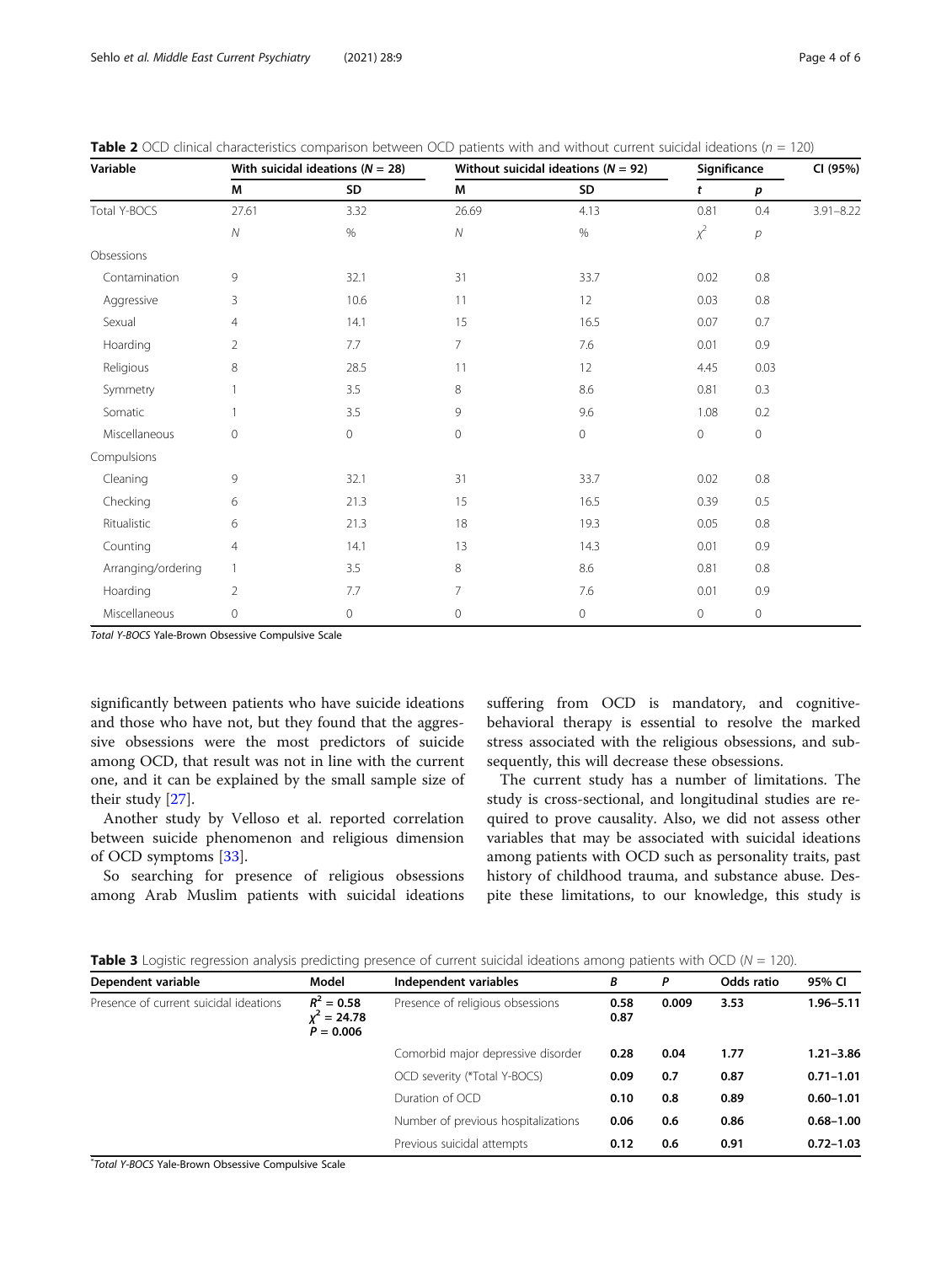**Table 2** OCD clinical characteristics comparison between OCD patients with and without current suicidal ideations ($n$ = 120)

| Variable | With suicidal ideations ($N$ = 28) | | Without suicidal ideations ($N$ = 92) | | Significance | | CI (95%) |
|---|---|---|---|---|---|---|---|
| | M | SD | M | SD | $t$ | $p$ | |
| Total Y-BOCS | 27.61 | 3.32 | 26.69 | 4.13 | 0.81 | 0.4 | 3.91–8.22 |
| | $N$ | % | $N$ | % | $\chi^2$ | $p$ | |
| Obsessions | | | | | | | |
| Contamination | 9 | 32.1 | 31 | 33.7 | 0.02 | 0.8 | |
| Aggressive | 3 | 10.6 | 11 | 12 | 0.03 | 0.8 | |
| Sexual | 4 | 14.1 | 15 | 16.5 | 0.07 | 0.7 | |
| Hoarding | 2 | 7.7 | 7 | 7.6 | 0.01 | 0.9 | |
| Religious | 8 | 28.5 | 11 | 12 | 4.45 | 0.03 | |
| Symmetry | 1 | 3.5 | 8 | 8.6 | 0.81 | 0.3 | |
| Somatic | 1 | 3.5 | 9 | 9.6 | 1.08 | 0.2 | |
| Miscellaneous | 0 | 0 | 0 | 0 | 0 | 0 | |
| Compulsions | | | | | | | |
| Cleaning | 9 | 32.1 | 31 | 33.7 | 0.02 | 0.8 | |
| Checking | 6 | 21.3 | 15 | 16.5 | 0.39 | 0.5 | |
| Ritualistic | 6 | 21.3 | 18 | 19.3 | 0.05 | 0.8 | |
| Counting | 4 | 14.1 | 13 | 14.3 | 0.01 | 0.9 | |
| Arranging/ordering | 1 | 3.5 | 8 | 8.6 | 0.81 | 0.8 | |
| Hoarding | 2 | 7.7 | 7 | 7.6 | 0.01 | 0.9 | |
| Miscellaneous | 0 | 0 | 0 | 0 | 0 | 0 | |

*Total Y-BOCS* Yale-Brown Obsessive Compulsive Scale

significantly between patients who have suicide ideations and those who have not, but they found that the aggressive obsessions were the most predictors of suicide among OCD, that result was not in line with the current one, and it can be explained by the small sample size of their study [27].

Another study by Velloso et al. reported correlation between suicide phenomenon and religious dimension of OCD symptoms [33].

So searching for presence of religious obsessions among Arab Muslim patients with suicidal ideations suffering from OCD is mandatory, and cognitive-behavioral therapy is essential to resolve the marked stress associated with the religious obsessions, and subsequently, this will decrease these obsessions.

The current study has a number of limitations. The study is cross-sectional, and longitudinal studies are required to prove causality. Also, we did not assess other variables that may be associated with suicidal ideations among patients with OCD such as personality traits, past history of childhood trauma, and substance abuse. Despite these limitations, to our knowledge, this study is

**Table 3** Logistic regression analysis predicting presence of current suicidal ideations among patients with OCD ($N$ = 120).

| Dependent variable | Model | Independent variables | B | P | Odds ratio | 95% CI |
|---|---|---|---|---|---|---|
| Presence of current suicidal ideations | $R^2$ = 0.58 $\chi^2$ = 24.78 $P$ = 0.006 | Presence of religious obsessions | 0.58 0.87 | 0.009 | 3.53 | 1.96–5.11 |
| | | Comorbid major depressive disorder | 0.28 | 0.04 | 1.77 | 1.21–3.86 |
| | | OCD severity (*Total Y-BOCS) | 0.09 | 0.7 | 0.87 | 0.71–1.01 |
| | | Duration of OCD | 0.10 | 0.8 | 0.89 | 0.60–1.01 |
| | | Number of previous hospitalizations | 0.06 | 0.6 | 0.86 | 0.68–1.00 |
| | | Previous suicidal attempts | 0.12 | 0.6 | 0.91 | 0.72–1.03 |

*Total Y-BOCS Yale-Brown Obsessive Compulsive Scale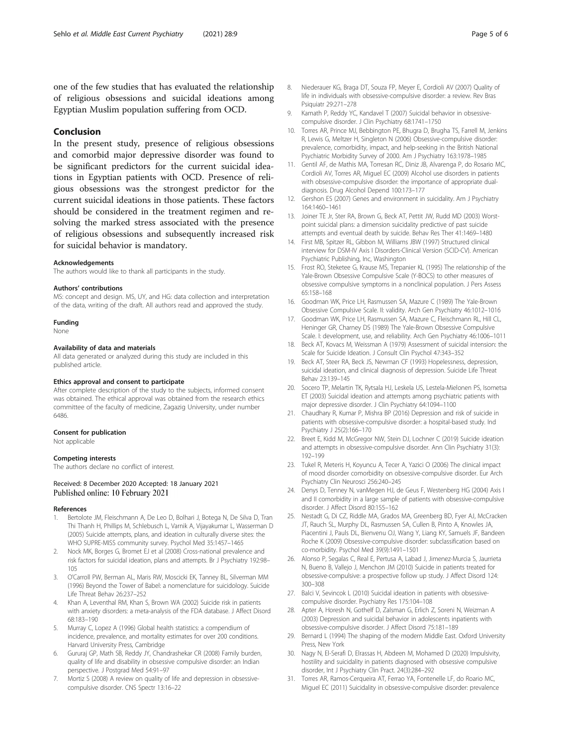one of the few studies that has evaluated the relationship of religious obsessions and suicidal ideations among Egyptian Muslim population suffering from OCD.

## Conclusion

In the present study, presence of religious obsessions and comorbid major depressive disorder was found to be significant predictors for the current suicidal ideations in Egyptian patients with OCD. Presence of religious obsessions was the strongest predictor for the current suicidal ideations in those patients. These factors should be considered in the treatment regimen and resolving the marked stress associated with the presence of religious obsessions and subsequently increased risk for suicidal behavior is mandatory.

#### Acknowledgements

The authors would like to thank all participants in the study.

#### Authors' contributions

MS: concept and design. MS, UY, and HG: data collection and interpretation of the data, writing of the draft. All authors read and approved the study.

#### Funding

None

#### Availability of data and materials

All data generated or analyzed during this study are included in this published article.

#### Ethics approval and consent to participate

After complete description of the study to the subjects, informed consent was obtained. The ethical approval was obtained from the research ethics committee of the faculty of medicine, Zagazig University, under number 6486.

#### Consent for publication

Not applicable

#### Competing interests

The authors declare no conflict of interest.

Received: 8 December 2020 Accepted: 18 January 2021
Published online: 10 February 2021

#### References

1. Bertolote JM, Fleischmann A, De Leo D, Bolhari J, Botega N, De Silva D, Tran Thi Thanh H, Phillips M, Schlebusch L, Varnik A, Vijayakumar L, Wasserman D (2005) Suicide attempts, plans, and ideation in culturally diverse sites: the WHO SUPRE-MISS community survey. Psychol Med 35:1457–1465
2. Nock MK, Borges G, Bromet EJ et al (2008) Cross-national prevalence and risk factors for suicidal ideation, plans and attempts. Br J Psychiatry 192:98–105
3. O'Carroll PW, Berman AL, Maris RW, Moscicki EK, Tanney BL, Silverman MM (1996) Beyond the Tower of Babel: a nomenclature for suicidology. Suicide Life Threat Behav 26:237–252
4. Khan A, Leventhal RM, Khan S, Brown WA (2002) Suicide risk in patients with anxiety disorders: a meta-analysis of the FDA database. J Affect Disord 68:183–190
5. Murray C, Lopez A (1996) Global health statistics: a compendium of incidence, prevalence, and mortality estimates for over 200 conditions. Harvard University Press, Cambridge
6. Gururaj GP, Math SB, Reddy JY, Chandrashekar CR (2008) Family burden, quality of life and disability in obsessive compulsive disorder: an Indian perspective. J Postgrad Med 54:91–97
7. Mortiz S (2008) A review on quality of life and depression in obsessive-compulsive disorder. CNS Spectr 13:16–22
8. Niederauer KG, Braga DT, Souza FP, Meyer E, Cordioli AV (2007) Quality of life in individuals with obsessive-compulsive disorder: a review. Rev Bras Psiquiatr 29:271–278
9. Kamath P, Reddy YC, Kandavel T (2007) Suicidal behavior in obsessive-compulsive disorder. J Clin Psychiatry 68:1741–1750
10. Torres AR, Prince MJ, Bebbington PE, Bhugra D, Brugha TS, Farrell M, Jenkins R, Lewis G, Meltzer H, Singleton N (2006) Obsessive-compulsive disorder: prevalence, comorbidity, impact, and help-seeking in the British National Psychiatric Morbidity Survey of 2000. Am J Psychiatry 163:1978–1985
11. Gentil AF, de Mathis MA, Torresan RC, Diniz JB, Alvarenga P, do Rosario MC, Cordioli AV, Torres AR, Miguel EC (2009) Alcohol use disorders in patients with obsessive-compulsive disorder: the importance of appropriate dual-diagnosis. Drug Alcohol Depend 100:173–177
12. Gershon ES (2007) Genes and environment in suicidality. Am J Psychiatry 164:1460–1461
13. Joiner TE Jr, Ster RA, Brown G, Beck AT, Pettit JW, Rudd MD (2003) Worst-point suicidal plans: a dimension suicidality predictive of past suicide attempts and eventual death by suicide. Behav Res Ther 41:1469–1480
14. First MB, Spitzer RL, Gibbon M, Williams JBW (1997) Structured clinical interview for DSM-IV Axis I Disorders-Clinical Version (SCID-CV). American Psychiatric Publishing, Inc, Washington
15. Frost RO, Steketee G, Krause MS, Trepanier KL (1995) The relationship of the Yale-Brown Obsessive Compulsive Scale (Y-BOCS) to other measures of obsessive compulsive symptoms in a nonclinical population. J Pers Assess 65:158–168
16. Goodman WK, Price LH, Rasmussen SA, Mazure C (1989) The Yale-Brown Obsessive Compulsive Scale. II: validity. Arch Gen Psychiatry 46:1012–1016
17. Goodman WK, Price LH, Rasmussen SA, Mazure C, Fleischmann RL, Hill CL, Heninger GR, Charney DS (1989) The Yale-Brown Obsessive Compulsive Scale. I: development, use, and reliability. Arch Gen Psychiatry 46:1006–1011
18. Beck AT, Kovacs M, Weissman A (1979) Assessment of suicidal intension: the Scale for Suicide Ideation. J Consult Clin Psychol 47:343–352
19. Beck AT, Steer RA, Beck JS, Newman CF (1993) Hopelessness, depression, suicidal ideation, and clinical diagnosis of depression. Suicide Life Threat Behav 23:139–145
20. Socero TP, Melartin TK, Rytsala HJ, Leskela US, Lestela-Mielonen PS, Isometsa ET (2003) Suicidal ideation and attempts among psychiatric patients with major depressive disorder. J Clin Psychiatry 64:1094–1100
21. Chaudhary R, Kumar P, Mishra BP (2016) Depression and risk of suicide in patients with obsessive-compulsive disorder: a hospital-based study. Ind Psychiatry J 25(2):166–170
22. Breet E, Kidd M, McGregor NW, Stein DJ, Lochner C (2019) Suicide ideation and attempts in obsessive-compulsive disorder. Ann Clin Psychiatry 31(3): 192–199
23. Tukel R, Meteris H, Koyuncu A, Tecer A, Yazici O (2006) The clinical impact of mood disorder comorbidity on obsessive-compulsive disorder. Eur Arch Psychiatry Clin Neurosci 256:240–245
24. Denys D, Tenney N, vanMegen HJ, de Geus F, Westenberg HG (2004) Axis I and II comorbidity in a large sample of patients with obsessive-compulsive disorder. J Affect Disord 80:155–162
25. Nestadt G, Di CZ, Riddle MA, Grados MA, Greenberg BD, Fyer AJ, McCracken JT, Rauch SL, Murphy DL, Rasmussen SA, Cullen B, Pinto A, Knowles JA, Piacentini J, Pauls DL, Bienvenu OJ, Wang Y, Liang KY, Samuels JF, Bandeen Roche K (2009) Obsessive-compulsive disorder: subclassification based on co-morbidity. Psychol Med 39(9):1491–1501
26. Alonso P, Segalas C, Real E, Pertusa A, Labad J, Jimenez-Murcia S, Jaurrieta N, Bueno B, Vallejo J, Menchon JM (2010) Suicide in patients treated for obsessive-compulsive: a prospective follow up study. J Affect Disord 124: 300–308
27. Balci V, Sevincok L (2010) Suicidal ideation in patients with obsessive-compulsive disorder. Psychiatry Res 175:104–108
28. Apter A, Horesh N, Gothelf D, Zalsman G, Erlich Z, Soreni N, Weizman A (2003) Depression and suicidal behavior in adolescents inpatients with obsessive-compulsive disorder. J Affect Disord 75:181–189
29. Bernard L (1994) The shaping of the modern Middle East. Oxford University Press, New York
30. Nagy N, El-Serafi D, Elrassas H, Abdeen M, Mohamed D (2020) Impulsivity, hostility and suicidality in patients diagnosed with obsessive compulsive disorder, Int J Psychiatry Clin Pract. 24(3):284–292
31. Torres AR, Ramos-Cerqueira AT, Ferrao YA, Fontenelle LF, do Roario MC, Miguel EC (2011) Suicidality in obsessive-compulsive disorder: prevalence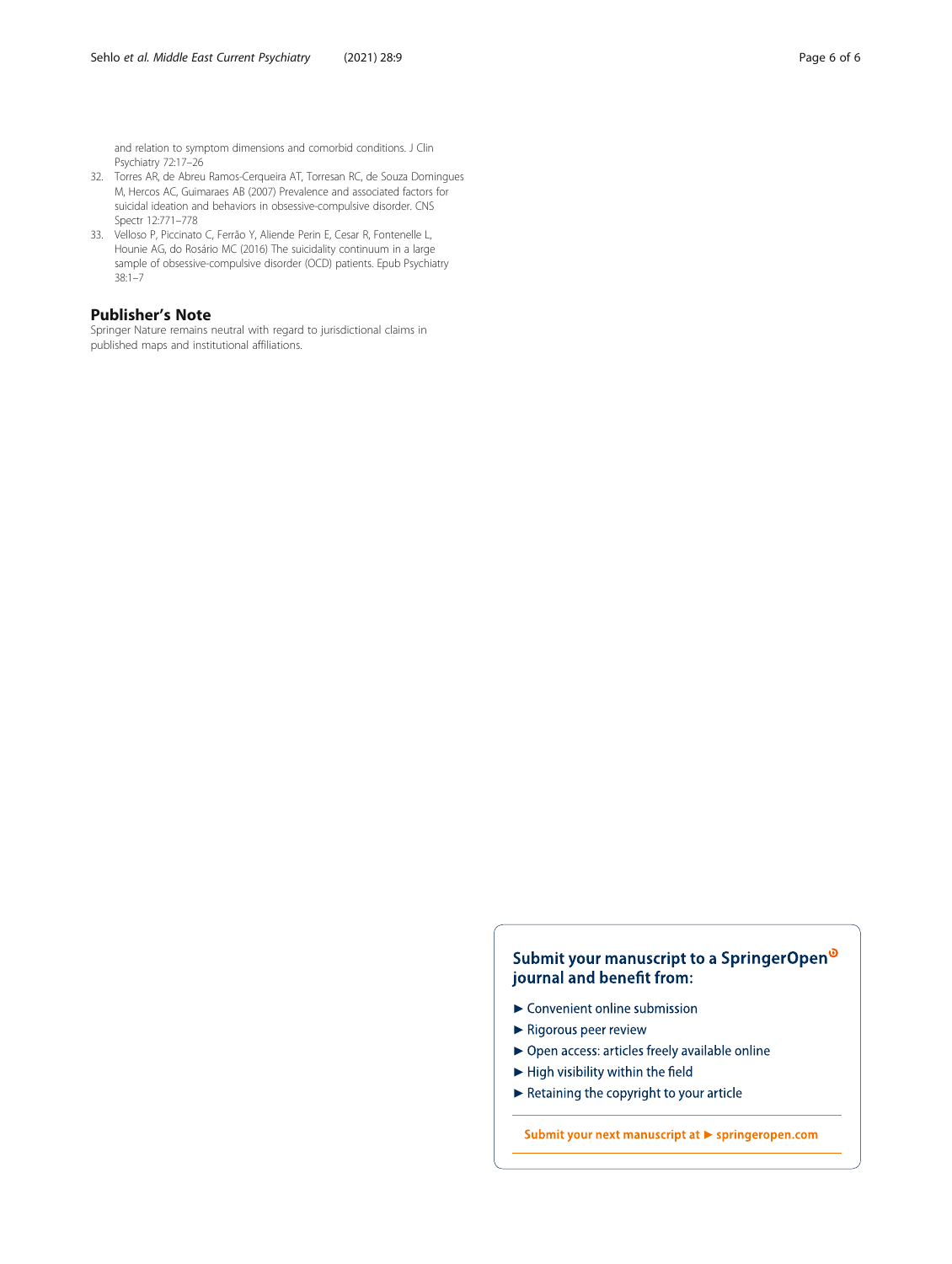and relation to symptom dimensions and comorbid conditions. J Clin Psychiatry 72:17–26

32. Torres AR, de Abreu Ramos-Cerqueira AT, Torresan RC, de Souza Domingues M, Hercos AC, Guimaraes AB (2007) Prevalence and associated factors for suicidal ideation and behaviors in obsessive-compulsive disorder. CNS Spectr 12:771–778
33. Velloso P, Piccinato C, Ferrão Y, Aliende Perin E, Cesar R, Fontenelle L, Hounie AG, do Rosário MC (2016) The suicidality continuum in a large sample of obsessive-compulsive disorder (OCD) patients. Epub Psychiatry 38:1–7

## Publisher's Note

Springer Nature remains neutral with regard to jurisdictional claims in published maps and institutional affiliations.

**Submit your manuscript to a SpringerOpen journal and benefit from:**

- ► Convenient online submission
- ► Rigorous peer review
- ► Open access: articles freely available online
- ► High visibility within the field
- ► Retaining the copyright to your article

**Submit your next manuscript at ► springeropen.com**